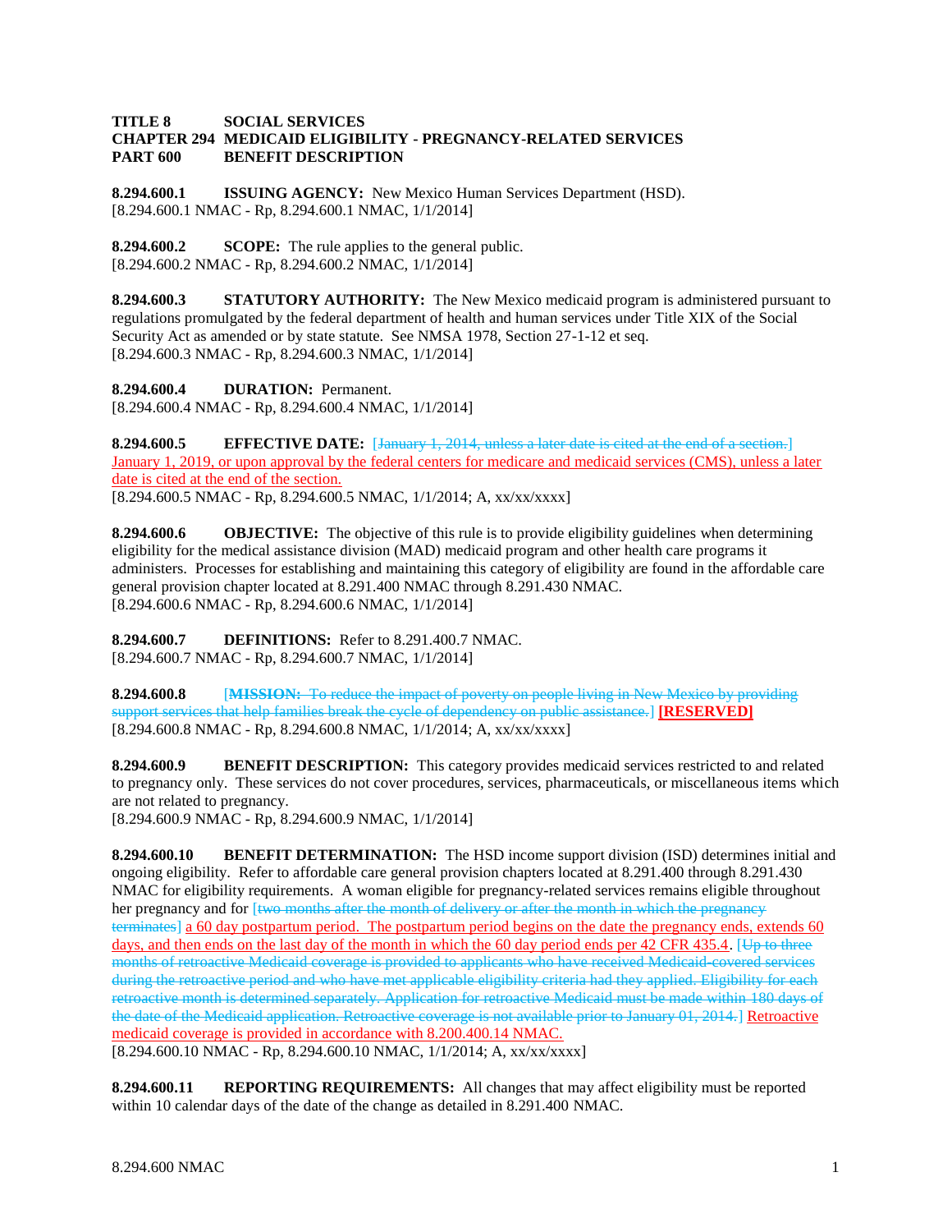**TITLE 8 SOCIAL SERVICES**
**CHAPTER 294 MEDICAID ELIGIBILITY - PREGNANCY-RELATED SERVICES**
**PART 600 BENEFIT DESCRIPTION**

**8.294.600.1 ISSUING AGENCY:** New Mexico Human Services Department (HSD).
[8.294.600.1 NMAC - Rp, 8.294.600.1 NMAC, 1/1/2014]

**8.294.600.2 SCOPE:** The rule applies to the general public.
[8.294.600.2 NMAC - Rp, 8.294.600.2 NMAC, 1/1/2014]

**8.294.600.3 STATUTORY AUTHORITY:** The New Mexico medicaid program is administered pursuant to regulations promulgated by the federal department of health and human services under Title XIX of the Social Security Act as amended or by state statute. See NMSA 1978, Section 27-1-12 et seq.
[8.294.600.3 NMAC - Rp, 8.294.600.3 NMAC, 1/1/2014]

**8.294.600.4 DURATION:** Permanent.
[8.294.600.4 NMAC - Rp, 8.294.600.4 NMAC, 1/1/2014]

**8.294.600.5 EFFECTIVE DATE:** [~~January 1, 2014, unless a later date is cited at the end of a section.~~] January 1, 2019, or upon approval by the federal centers for medicare and medicaid services (CMS), unless a later date is cited at the end of the section.
[8.294.600.5 NMAC - Rp, 8.294.600.5 NMAC, 1/1/2014; A, xx/xx/xxxx]

**8.294.600.6 OBJECTIVE:** The objective of this rule is to provide eligibility guidelines when determining eligibility for the medical assistance division (MAD) medicaid program and other health care programs it administers. Processes for establishing and maintaining this category of eligibility are found in the affordable care general provision chapter located at 8.291.400 NMAC through 8.291.430 NMAC.
[8.294.600.6 NMAC - Rp, 8.294.600.6 NMAC, 1/1/2014]

**8.294.600.7 DEFINITIONS:** Refer to 8.291.400.7 NMAC.
[8.294.600.7 NMAC - Rp, 8.294.600.7 NMAC, 1/1/2014]

**8.294.600.8** [~~**MISSION:** To reduce the impact of poverty on people living in New Mexico by providing support services that help families break the cycle of dependency on public assistance.~~] **[RESERVED]**
[8.294.600.8 NMAC - Rp, 8.294.600.8 NMAC, 1/1/2014; A, xx/xx/xxxx]

**8.294.600.9 BENEFIT DESCRIPTION:** This category provides medicaid services restricted to and related to pregnancy only. These services do not cover procedures, services, pharmaceuticals, or miscellaneous items which are not related to pregnancy.
[8.294.600.9 NMAC - Rp, 8.294.600.9 NMAC, 1/1/2014]

**8.294.600.10 BENEFIT DETERMINATION:** The HSD income support division (ISD) determines initial and ongoing eligibility. Refer to affordable care general provision chapters located at 8.291.400 through 8.291.430 NMAC for eligibility requirements. A woman eligible for pregnancy-related services remains eligible throughout her pregnancy and for [~~two months after the month of delivery or after the month in which the pregnancy terminates~~] a 60 day postpartum period. The postpartum period begins on the date the pregnancy ends, extends 60 days, and then ends on the last day of the month in which the 60 day period ends per 42 CFR 435.4. [~~Up to three months of retroactive Medicaid coverage is provided to applicants who have received Medicaid-covered services during the retroactive period and who have met applicable eligibility criteria had they applied. Eligibility for each retroactive month is determined separately. Application for retroactive Medicaid must be made within 180 days of the date of the Medicaid application. Retroactive coverage is not available prior to January 01, 2014.~~] Retroactive medicaid coverage is provided in accordance with 8.200.400.14 NMAC.
[8.294.600.10 NMAC - Rp, 8.294.600.10 NMAC, 1/1/2014; A, xx/xx/xxxx]

**8.294.600.11 REPORTING REQUIREMENTS:** All changes that may affect eligibility must be reported within 10 calendar days of the date of the change as detailed in 8.291.400 NMAC.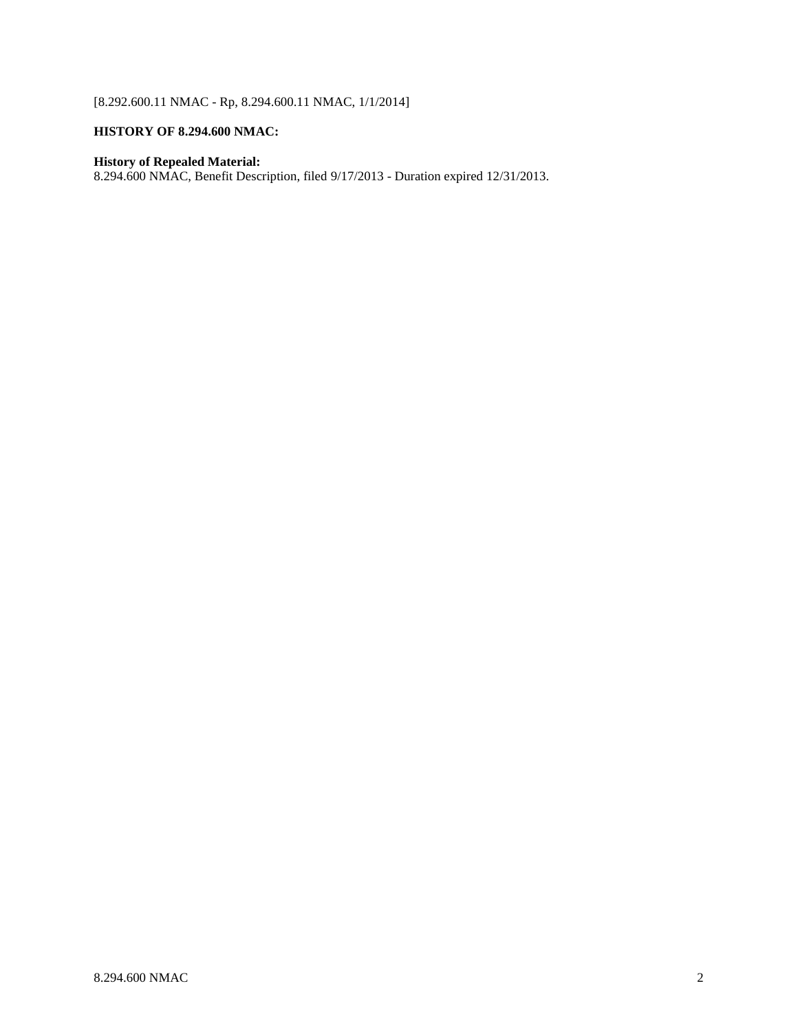[8.292.600.11 NMAC - Rp, 8.294.600.11 NMAC, 1/1/2014]

**HISTORY OF 8.294.600 NMAC:**

**History of Repealed Material:**
8.294.600 NMAC, Benefit Description, filed 9/17/2013 - Duration expired 12/31/2013.